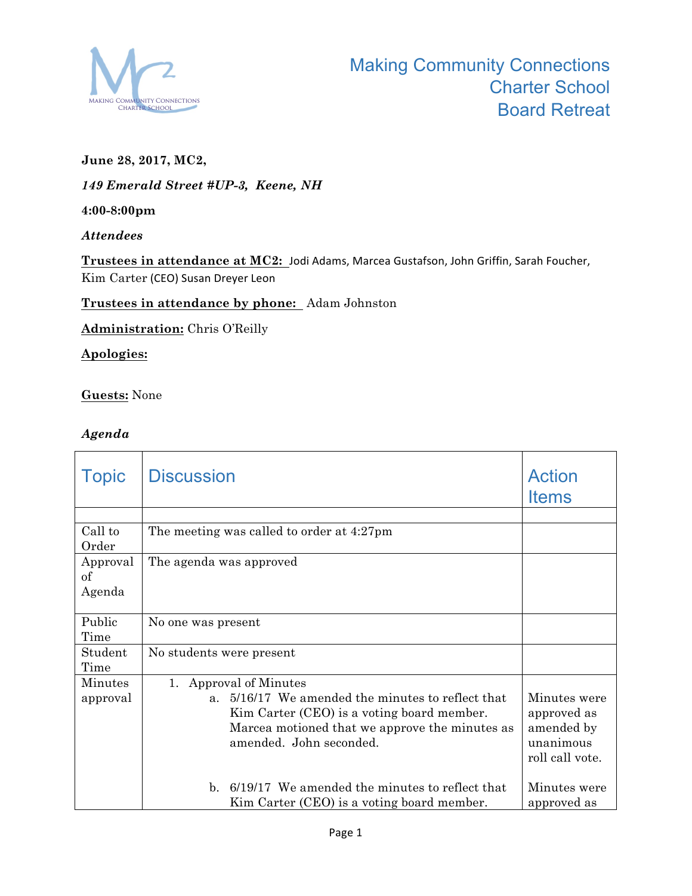# Making Community Connections Charter School Board Retreat

**June 28, 2017, MC2,**

***149 Emerald Street #UP-3, Keene, NH***

**4:00-8:00pm**

***Attendees***

**Trustees in attendance at MC2:** Jodi Adams, Marcea Gustafson, John Griffin, Sarah Foucher, Kim Carter (CEO) Susan Dreyer Leon

**Trustees in attendance by phone:** Adam Johnston

**Administration:** Chris O'Reilly

**Apologies:**

**Guests:** None

***Agenda***

| Topic | Discussion | Action Items |
|---|---|---|
| | | |
| Call to Order | The meeting was called to order at 4:27pm | |
| Approval of Agenda | The agenda was approved | |
| Public Time | No one was present | |
| Student Time | No students were present | |
| Minutes approval | 1. Approval of Minutes<br>a. 5/16/17 We amended the minutes to reflect that Kim Carter (CEO) is a voting board member. Marcea motioned that we approve the minutes as amended. John seconded. | Minutes were approved as amended by unanimous roll call vote. |
| | b. 6/19/17 We amended the minutes to reflect that Kim Carter (CEO) is a voting board member. | Minutes were approved as |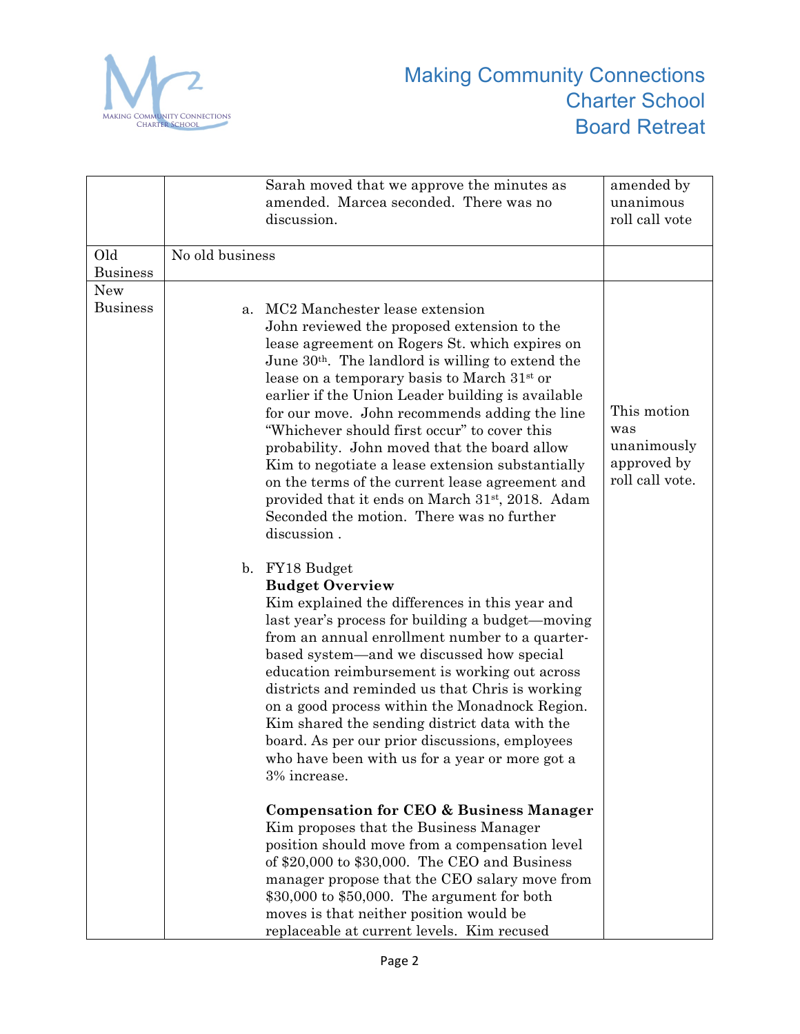| | | |
|---|---|---|
| | Sarah moved that we approve the minutes as amended. Marcea seconded. There was no discussion. | amended by unanimous roll call vote |
| Old Business | No old business | |
| New Business | a. MC2 Manchester lease extension<br>John reviewed the proposed extension to the lease agreement on Rogers St. which expires on June 30th. The landlord is willing to extend the lease on a temporary basis to March 31st or earlier if the Union Leader building is available for our move. John recommends adding the line "Whichever should first occur" to cover this probability. John moved that the board allow Kim to negotiate a lease extension substantially on the terms of the current lease agreement and provided that it ends on March 31st, 2018. Adam Seconded the motion. There was no further discussion .<br><br>b. FY18 Budget<br>**Budget Overview**<br>Kim explained the differences in this year and last year's process for building a budget—moving from an annual enrollment number to a quarter-based system—and we discussed how special education reimbursement is working out across districts and reminded us that Chris is working on a good process within the Monadnock Region. Kim shared the sending district data with the board. As per our prior discussions, employees who have been with us for a year or more got a 3% increase.<br><br>**Compensation for CEO & Business Manager**<br>Kim proposes that the Business Manager position should move from a compensation level of \$20,000 to \$30,000. The CEO and Business manager propose that the CEO salary move from \$30,000 to \$50,000. The argument for both moves is that neither position would be replaceable at current levels. Kim recused | This motion was unanimously approved by roll call vote. |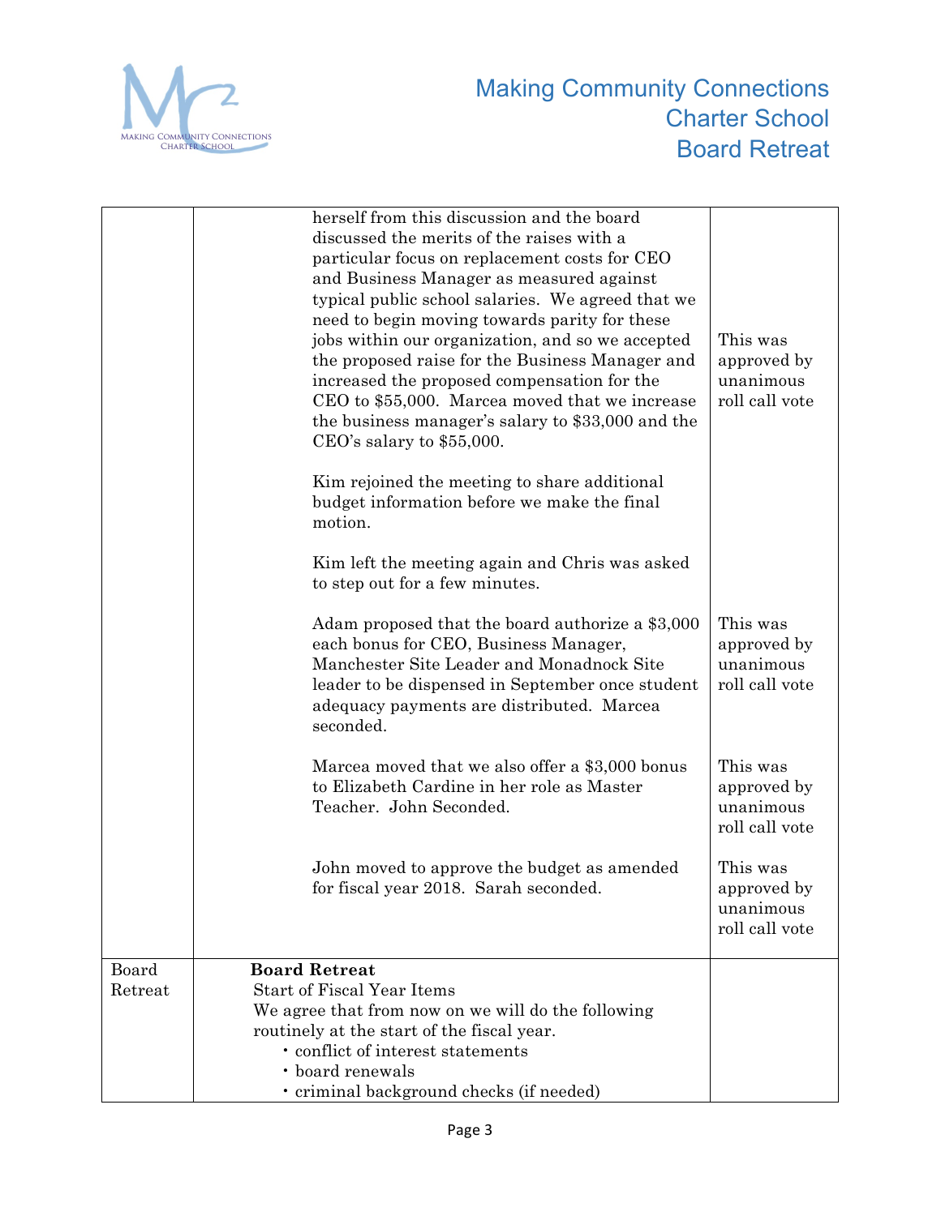| | | |
|---|---|---|
| | herself from this discussion and the board discussed the merits of the raises with a particular focus on replacement costs for CEO and Business Manager as measured against typical public school salaries. We agreed that we need to begin moving towards parity for these jobs within our organization, and so we accepted the proposed raise for the Business Manager and increased the proposed compensation for the CEO to $55,000. Marcea moved that we increase the business manager's salary to $33,000 and the CEO's salary to $55,000.<br><br>Kim rejoined the meeting to share additional budget information before we make the final motion.<br><br>Kim left the meeting again and Chris was asked to step out for a few minutes. | This was approved by unanimous roll call vote |
| | Adam proposed that the board authorize a $3,000 each bonus for CEO, Business Manager, Manchester Site Leader and Monadnock Site leader to be dispensed in September once student adequacy payments are distributed. Marcea seconded. | This was approved by unanimous roll call vote |
| | Marcea moved that we also offer a $3,000 bonus to Elizabeth Cardine in her role as Master Teacher. John Seconded. | This was approved by unanimous roll call vote |
| | John moved to approve the budget as amended for fiscal year 2018. Sarah seconded. | This was approved by unanimous roll call vote |
| Board Retreat | **Board Retreat**<br>Start of Fiscal Year Items<br>We agree that from now on we will do the following routinely at the start of the fiscal year.<br>• conflict of interest statements<br>• board renewals<br>• criminal background checks (if needed) | |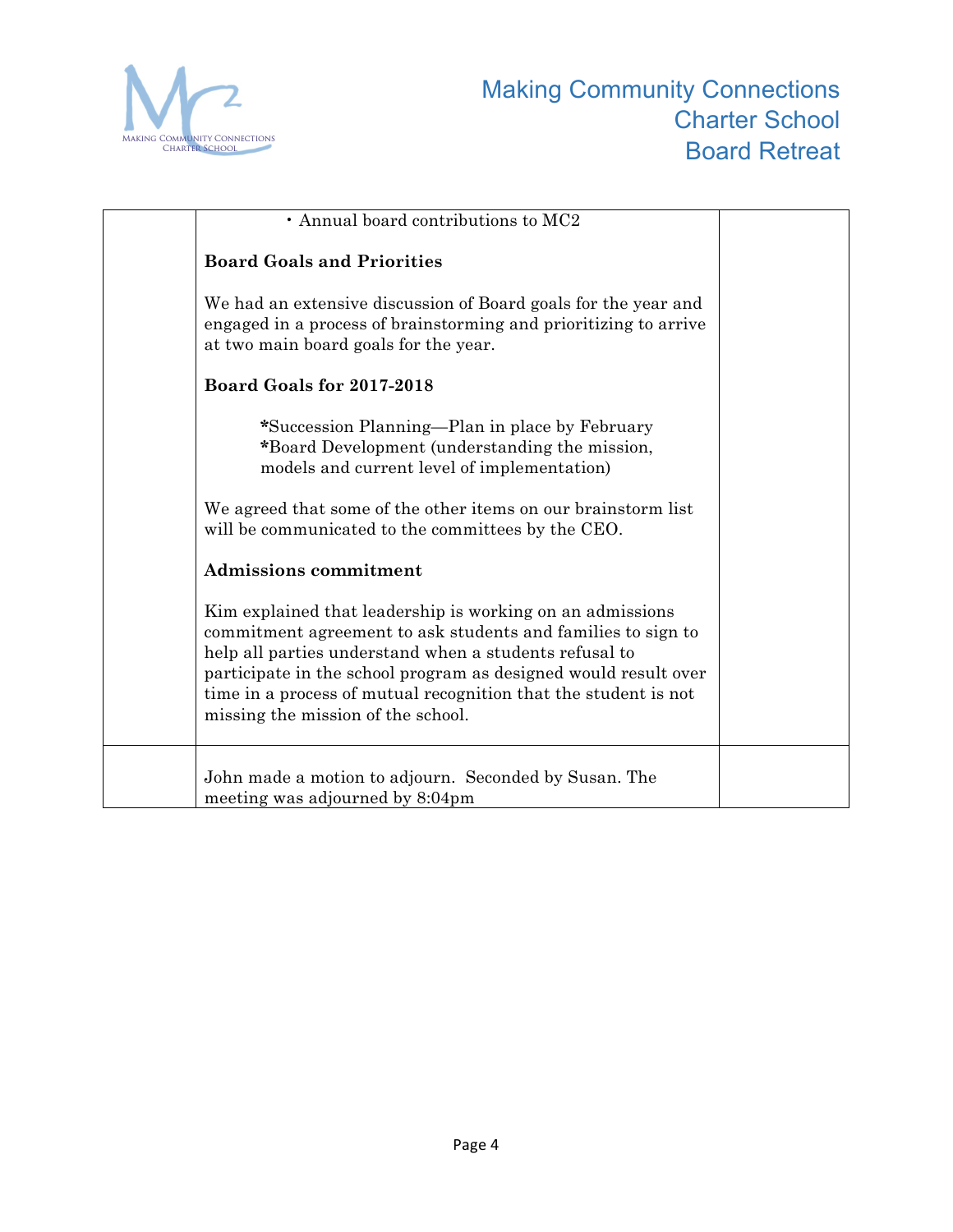| | | |
|---|---|---|
| | • Annual board contributions to MC2<br><br>**Board Goals and Priorities**<br><br>We had an extensive discussion of Board goals for the year and engaged in a process of brainstorming and prioritizing to arrive at two main board goals for the year.<br><br>**Board Goals for 2017-2018**<br><br>**\***Succession Planning—Plan in place by February<br>**\***Board Development (understanding the mission, models and current level of implementation)<br><br>We agreed that some of the other items on our brainstorm list will be communicated to the committees by the CEO.<br><br>**Admissions commitment**<br><br>Kim explained that leadership is working on an admissions commitment agreement to ask students and families to sign to help all parties understand when a students refusal to participate in the school program as designed would result over time in a process of mutual recognition that the student is not missing the mission of the school. | |
| | John made a motion to adjourn. Seconded by Susan. The meeting was adjourned by 8:04pm | |